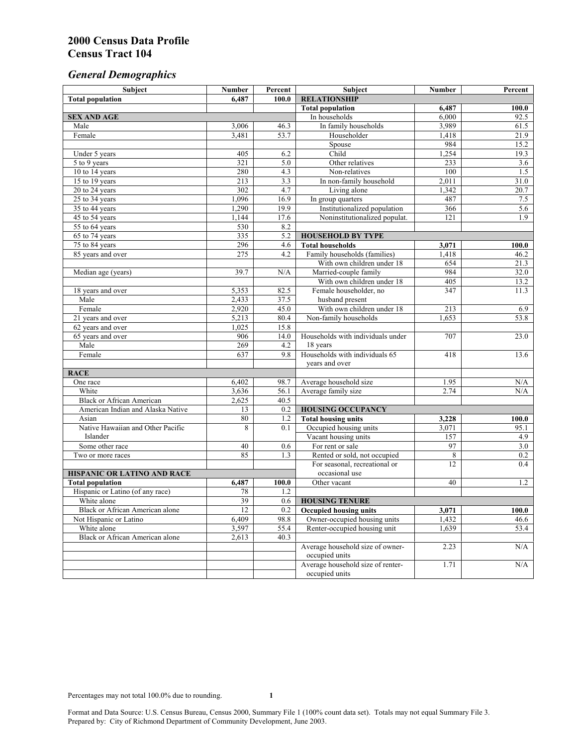# 2000 Census Data Profile
# Census Tract 104

## *General Demographics*

| Subject | Number | Percent | Subject | Number | Percent |
|---|---|---|---|---|---|
| **Total population** | **6,487** | **100.0** | **RELATIONSHIP** | | |
| | | | **Total population** | **6,487** | **100.0** |
| **SEX AND AGE** | | | In households | 6,000 | 92.5 |
| Male | 3,006 | 46.3 | In family households | 3,989 | 61.5 |
| Female | 3,481 | 53.7 | Householder | 1,418 | 21.9 |
| | | | Spouse | 984 | 15.2 |
| Under 5 years | 405 | 6.2 | Child | 1,254 | 19.3 |
| 5 to 9 years | 321 | 5.0 | Other relatives | 233 | 3.6 |
| 10 to 14 years | 280 | 4.3 | Non-relatives | 100 | 1.5 |
| 15 to 19 years | 213 | 3.3 | In non-family household | 2,011 | 31.0 |
| 20 to 24 years | 302 | 4.7 | Living alone | 1,342 | 20.7 |
| 25 to 34 years | 1,096 | 16.9 | In group quarters | 487 | 7.5 |
| 35 to 44 years | 1,290 | 19.9 | Institutionalized population | 366 | 5.6 |
| 45 to 54 years | 1,144 | 17.6 | Noninstitutionalized populat. | 121 | 1.9 |
| 55 to 64 years | 530 | 8.2 | | | |
| 65 to 74 years | 335 | 5.2 | **HOUSEHOLD BY TYPE** | | |
| 75 to 84 years | 296 | 4.6 | **Total households** | **3,071** | **100.0** |
| 85 years and over | 275 | 4.2 | Family households (families) | 1,418 | 46.2 |
| | | | With own children under 18 | 654 | 21.3 |
| Median age (years) | 39.7 | N/A | Married-couple family | 984 | 32.0 |
| | | | With own children under 18 | 405 | 13.2 |
| 18 years and over | 5,353 | 82.5 | Female householder, no husband present | 347 | 11.3 |
| Male | 2,433 | 37.5 | | | |
| Female | 2,920 | 45.0 | With own children under 18 | 213 | 6.9 |
| 21 years and over | 5,213 | 80.4 | Non-family households | 1,653 | 53.8 |
| 62 years and over | 1,025 | 15.8 | | | |
| 65 years and over | 906 | 14.0 | Households with individuals under 18 years | 707 | 23.0 |
| Male | 269 | 4.2 | | | |
| Female | 637 | 9.8 | Households with individuals 65 years and over | 418 | 13.6 |
| **RACE** | | | | | |
| One race | 6,402 | 98.7 | Average household size | 1.95 | N/A |
| White | 3,636 | 56.1 | Average family size | 2.74 | N/A |
| Black or African American | 2,625 | 40.5 | | | |
| American Indian and Alaska Native | 13 | 0.2 | **HOUSING OCCUPANCY** | | |
| Asian | 80 | 1.2 | **Total housing units** | **3,228** | **100.0** |
| Native Hawaiian and Other Pacific Islander | 8 | 0.1 | Occupied housing units | 3,071 | 95.1 |
| | | | Vacant housing units | 157 | 4.9 |
| Some other race | 40 | 0.6 | For rent or sale | 97 | 3.0 |
| Two or more races | 85 | 1.3 | Rented or sold, not occupied | 8 | 0.2 |
| | | | For seasonal, recreational or occasional use | 12 | 0.4 |
| **HISPANIC OR LATINO AND RACE** | | | | | |
| **Total population** | **6,487** | **100.0** | Other vacant | 40 | 1.2 |
| Hispanic or Latino (of any race) | 78 | 1.2 | | | |
| White alone | 39 | 0.6 | **HOUSING TENURE** | | |
| Black or African American alone | 12 | 0.2 | **Occupied housing units** | **3,071** | **100.0** |
| Not Hispanic or Latino | 6,409 | 98.8 | Owner-occupied housing units | 1,432 | 46.6 |
| White alone | 3,597 | 55.4 | Renter-occupied housing unit | 1,639 | 53.4 |
| Black or African American alone | 2,613 | 40.3 | | | |
| | | | Average household size of owner-occupied units | 2.23 | N/A |
| | | | Average household size of renter-occupied units | 1.71 | N/A |

Percentages may not total 100.0% due to rounding.

Format and Data Source: U.S. Census Bureau, Census 2000, Summary File 1 (100% count data set). Totals may not equal Summary File 3.
Prepared by: City of Richmond Department of Community Development, June 2003.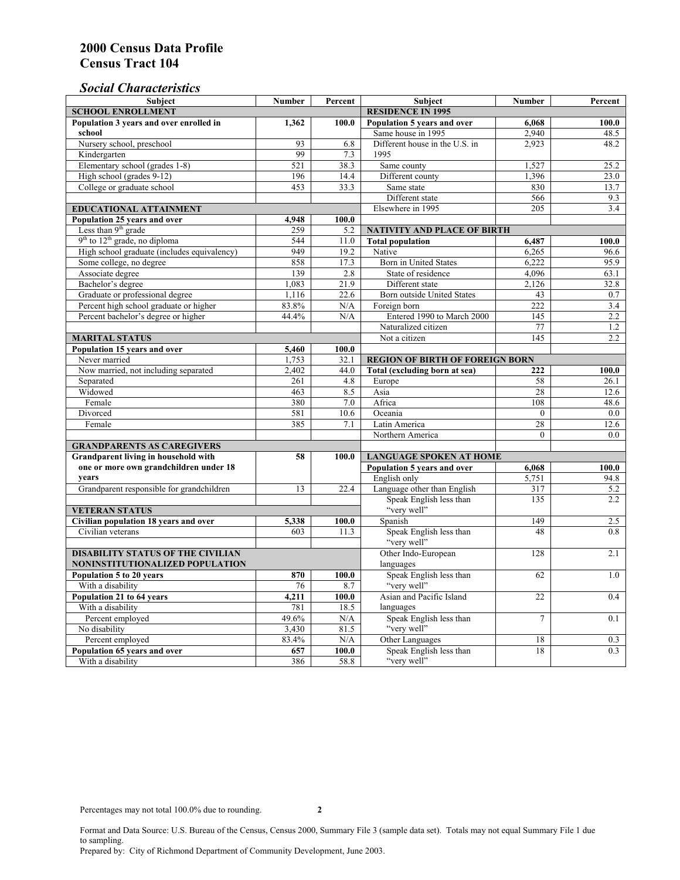# 2000 Census Data Profile
# Census Tract 104

## *Social Characteristics*

| Subject | Number | Percent |
|---|---|---|
| **SCHOOL ENROLLMENT** | | |
| **Population 3 years and over enrolled in school** | **1,362** | **100.0** |
| Nursery school, preschool | 93 | 6.8 |
| Kindergarten | 99 | 7.3 |
| Elementary school (grades 1-8) | 521 | 38.3 |
| High school (grades 9-12) | 196 | 14.4 |
| College or graduate school | 453 | 33.3 |
| **EDUCATIONAL ATTAINMENT** | | |
| **Population 25 years and over** | **4,948** | **100.0** |
| Less than 9th grade | 259 | 5.2 |
| 9th to 12th grade, no diploma | 544 | 11.0 |
| High school graduate (includes equivalency) | 949 | 19.2 |
| Some college, no degree | 858 | 17.3 |
| Associate degree | 139 | 2.8 |
| Bachelor's degree | 1,083 | 21.9 |
| Graduate or professional degree | 1,116 | 22.6 |
| Percent high school graduate or higher | 83.8% | N/A |
| Percent bachelor's degree or higher | 44.4% | N/A |
| **MARITAL STATUS** | | |
| **Population 15 years and over** | **5,460** | **100.0** |
| Never married | 1,753 | 32.1 |
| Now married, not including separated | 2,402 | 44.0 |
| Separated | 261 | 4.8 |
| Widowed | 463 | 8.5 |
| Female | 380 | 7.0 |
| Divorced | 581 | 10.6 |
| Female | 385 | 7.1 |
| **GRANDPARENTS AS CAREGIVERS** | | |
| **Grandparent living in household with one or more own grandchildren under 18 years** | **58** | **100.0** |
| Grandparent responsible for grandchildren | 13 | 22.4 |
| **VETERAN STATUS** | | |
| **Civilian population 18 years and over** | **5,338** | **100.0** |
| Civilian veterans | 603 | 11.3 |
| **DISABILITY STATUS OF THE CIVILIAN NONINSTITUTIONALIZED POPULATION** | | |
| **Population 5 to 20 years** | **870** | **100.0** |
| With a disability | 76 | 8.7 |
| **Population 21 to 64 years** | **4,211** | **100.0** |
| With a disability | 781 | 18.5 |
| Percent employed | 49.6% | N/A |
| No disability | 3,430 | 81.5 |
| Percent employed | 83.4% | N/A |
| **Population 65 years and over** | **657** | **100.0** |
| With a disability | 386 | 58.8 |

| Subject | Number | Percent |
|---|---|---|
| **RESIDENCE IN 1995** | | |
| **Population 5 years and over** | **6,068** | **100.0** |
| Same house in 1995 | 2,940 | 48.5 |
| Different house in the U.S. in 1995 | 2,923 | 48.2 |
| Same county | 1,527 | 25.2 |
| Different county | 1,396 | 23.0 |
| Same state | 830 | 13.7 |
| Different state | 566 | 9.3 |
| Elsewhere in 1995 | 205 | 3.4 |
| **NATIVITY AND PLACE OF BIRTH** | | |
| **Total population** | **6,487** | **100.0** |
| Native | 6,265 | 96.6 |
| Born in United States | 6,222 | 95.9 |
| State of residence | 4,096 | 63.1 |
| Different state | 2,126 | 32.8 |
| Born outside United States | 43 | 0.7 |
| Foreign born | 222 | 3.4 |
| Entered 1990 to March 2000 | 145 | 2.2 |
| Naturalized citizen | 77 | 1.2 |
| Not a citizen | 145 | 2.2 |
| **REGION OF BIRTH OF FOREIGN BORN** | | |
| **Total (excluding born at sea)** | **222** | **100.0** |
| Europe | 58 | 26.1 |
| Asia | 28 | 12.6 |
| Africa | 108 | 48.6 |
| Oceania | 0 | 0.0 |
| Latin America | 28 | 12.6 |
| Northern America | 0 | 0.0 |
| **LANGUAGE SPOKEN AT HOME** | | |
| **Population 5 years and over** | **6,068** | **100.0** |
| English only | 5,751 | 94.8 |
| Language other than English | 317 | 5.2 |
| Speak English less than "very well" | 135 | 2.2 |
| Spanish | 149 | 2.5 |
| Speak English less than "very well" | 48 | 0.8 |
| Other Indo-European languages | 128 | 2.1 |
| Speak English less than "very well" | 62 | 1.0 |
| Asian and Pacific Island languages | 22 | 0.4 |
| Speak English less than "very well" | 7 | 0.1 |
| Other Languages | 18 | 0.3 |
| Speak English less than "very well" | 18 | 0.3 |

Percentages may not total 100.0% due to rounding.

Format and Data Source: U.S. Bureau of the Census, Census 2000, Summary File 3 (sample data set). Totals may not equal Summary File 1 due to sampling.
Prepared by: City of Richmond Department of Community Development, June 2003.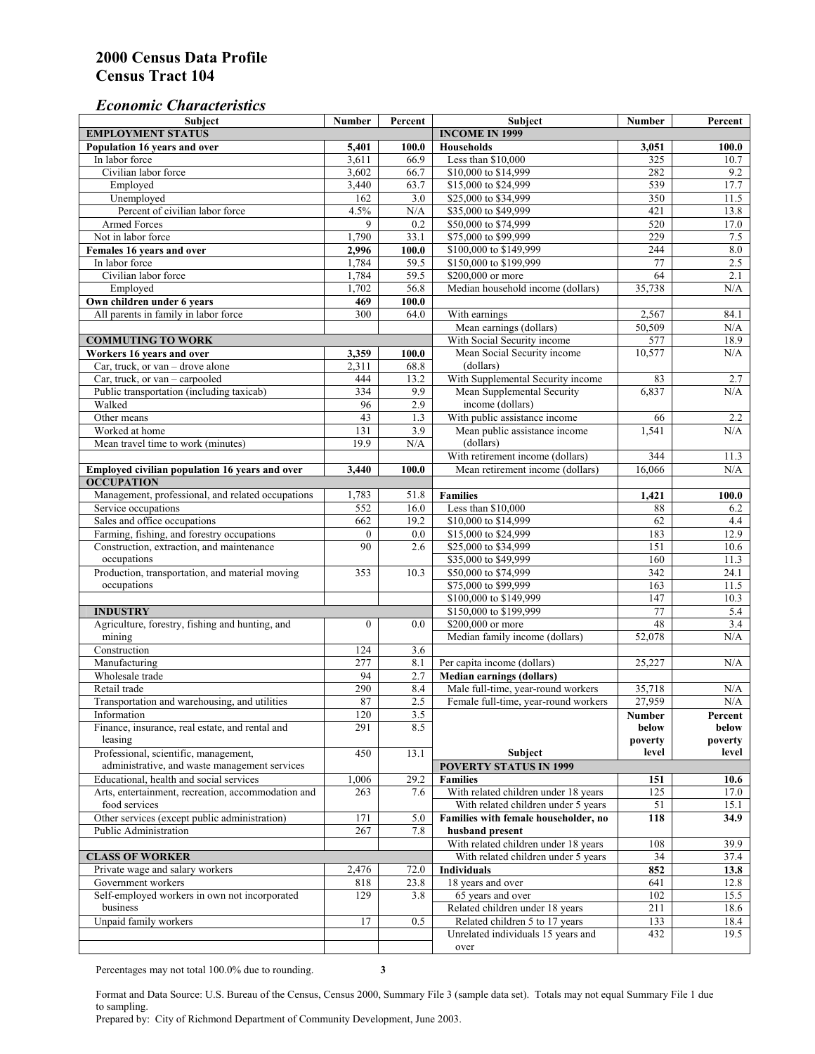# 2000 Census Data Profile
# Census Tract 104

### *Economic Characteristics*

| Subject | Number | Percent |
|---|---|---|
| **EMPLOYMENT STATUS** | | |
| **Population 16 years and over** | **5,401** | **100.0** |
| In labor force | 3,611 | 66.9 |
| Civilian labor force | 3,602 | 66.7 |
| Employed | 3,440 | 63.7 |
| Unemployed | 162 | 3.0 |
| Percent of civilian labor force | 4.5% | N/A |
| Armed Forces | 9 | 0.2 |
| Not in labor force | 1,790 | 33.1 |
| **Females 16 years and over** | **2,996** | **100.0** |
| In labor force | 1,784 | 59.5 |
| Civilian labor force | 1,784 | 59.5 |
| Employed | 1,702 | 56.8 |
| **Own children under 6 years** | **469** | **100.0** |
| All parents in family in labor force | 300 | 64.0 |
| **COMMUTING TO WORK** | | |
| **Workers 16 years and over** | **3,359** | **100.0** |
| Car, truck, or van – drove alone | 2,311 | 68.8 |
| Car, truck, or van – carpooled | 444 | 13.2 |
| Public transportation (including taxicab) | 334 | 9.9 |
| Walked | 96 | 2.9 |
| Other means | 43 | 1.3 |
| Worked at home | 131 | 3.9 |
| Mean travel time to work (minutes) | 19.9 | N/A |
| **Employed civilian population 16 years and over** | **3,440** | **100.0** |
| **OCCUPATION** | | |
| Management, professional, and related occupations | 1,783 | 51.8 |
| Service occupations | 552 | 16.0 |
| Sales and office occupations | 662 | 19.2 |
| Farming, fishing, and forestry occupations | 0 | 0.0 |
| Construction, extraction, and maintenance occupations | 90 | 2.6 |
| Production, transportation, and material moving occupations | 353 | 10.3 |
| **INDUSTRY** | | |
| Agriculture, forestry, fishing and hunting, and mining | 0 | 0.0 |
| Construction | 124 | 3.6 |
| Manufacturing | 277 | 8.1 |
| Wholesale trade | 94 | 2.7 |
| Retail trade | 290 | 8.4 |
| Transportation and warehousing, and utilities | 87 | 2.5 |
| Information | 120 | 3.5 |
| Finance, insurance, real estate, and rental and leasing | 291 | 8.5 |
| Professional, scientific, management, administrative, and waste management services | 450 | 13.1 |
| Educational, health and social services | 1,006 | 29.2 |
| Arts, entertainment, recreation, accommodation and food services | 263 | 7.6 |
| Other services (except public administration) | 171 | 5.0 |
| Public Administration | 267 | 7.8 |
| **CLASS OF WORKER** | | |
| Private wage and salary workers | 2,476 | 72.0 |
| Government workers | 818 | 23.8 |
| Self-employed workers in own not incorporated business | 129 | 3.8 |
| Unpaid family workers | 17 | 0.5 |

| Subject | Number | Percent |
|---|---|---|
| **INCOME IN 1999** | | |
| **Households** | **3,051** | **100.0** |
| Less than $10,000 | 325 | 10.7 |
| $10,000 to $14,999 | 282 | 9.2 |
| $15,000 to $24,999 | 539 | 17.7 |
| $25,000 to $34,999 | 350 | 11.5 |
| $35,000 to $49,999 | 421 | 13.8 |
| $50,000 to $74,999 | 520 | 17.0 |
| $75,000 to $99,999 | 229 | 7.5 |
| $100,000 to $149,999 | 244 | 8.0 |
| $150,000 to $199,999 | 77 | 2.5 |
| $200,000 or more | 64 | 2.1 |
| Median household income (dollars) | 35,738 | N/A |
| With earnings | 2,567 | 84.1 |
| Mean earnings (dollars) | 50,509 | N/A |
| With Social Security income | 577 | 18.9 |
| Mean Social Security income (dollars) | 10,577 | N/A |
| With Supplemental Security income | 83 | 2.7 |
| Mean Supplemental Security income (dollars) | 6,837 | N/A |
| With public assistance income | 66 | 2.2 |
| Mean public assistance income (dollars) | 1,541 | N/A |
| With retirement income (dollars) | 344 | 11.3 |
| Mean retirement income (dollars) | 16,066 | N/A |
| **Families** | **1,421** | **100.0** |
| Less than $10,000 | 88 | 6.2 |
| $10,000 to $14,999 | 62 | 4.4 |
| $15,000 to $24,999 | 183 | 12.9 |
| $25,000 to $34,999 | 151 | 10.6 |
| $35,000 to $49,999 | 160 | 11.3 |
| $50,000 to $74,999 | 342 | 24.1 |
| $75,000 to $99,999 | 163 | 11.5 |
| $100,000 to $149,999 | 147 | 10.3 |
| $150,000 to $199,999 | 77 | 5.4 |
| $200,000 or more | 48 | 3.4 |
| Median family income (dollars) | 52,078 | N/A |
| Per capita income (dollars) | 25,227 | N/A |
| **Median earnings (dollars)** | | |
| Male full-time, year-round workers | 35,718 | N/A |
| Female full-time, year-round workers | 27,959 | N/A |

| Subject | Number below poverty level | Percent below poverty level |
|---|---|---|
| **POVERTY STATUS IN 1999** | | |
| **Families** | **151** | **10.6** |
| With related children under 18 years | 125 | 17.0 |
| With related children under 5 years | 51 | 15.1 |
| **Families with female householder, no husband present** | **118** | **34.9** |
| With related children under 18 years | 108 | 39.9 |
| With related children under 5 years | 34 | 37.4 |
| **Individuals** | **852** | **13.8** |
| 18 years and over | 641 | 12.8 |
| 65 years and over | 102 | 15.5 |
| Related children under 18 years | 211 | 18.6 |
| Related children 5 to 17 years | 133 | 18.4 |
| Unrelated individuals 15 years and over | 432 | 19.5 |

Percentages may not total 100.0% due to rounding.

Format and Data Source: U.S. Bureau of the Census, Census 2000, Summary File 3 (sample data set). Totals may not equal Summary File 1 due to sampling.
Prepared by: City of Richmond Department of Community Development, June 2003.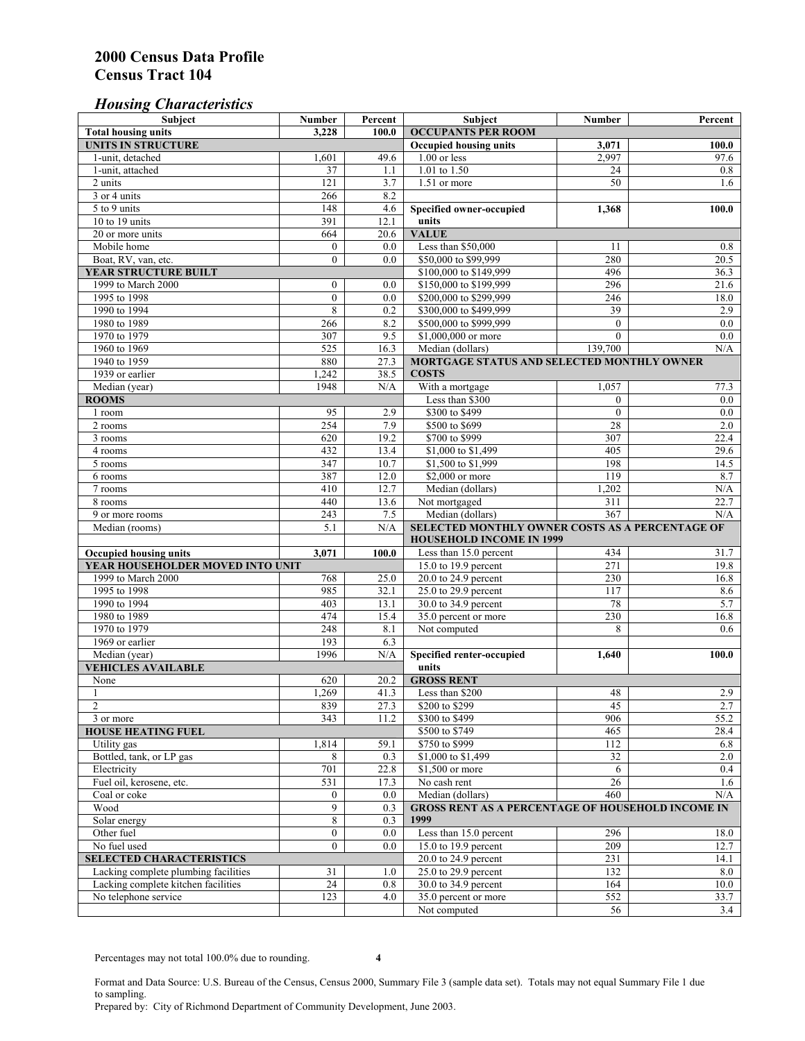# 2000 Census Data Profile
# Census Tract 104

## *Housing Characteristics*

| Subject | Number | Percent | Subject | Number | Percent |
|---|---|---|---|---|---|
| **Total housing units** | **3,228** | **100.0** | **OCCUPANTS PER ROOM** | | |
| **UNITS IN STRUCTURE** | | | **Occupied housing units** | **3,071** | **100.0** |
| 1-unit, detached | 1,601 | 49.6 | 1.00 or less | 2,997 | 97.6 |
| 1-unit, attached | 37 | 1.1 | 1.01 to 1.50 | 24 | 0.8 |
| 2 units | 121 | 3.7 | 1.51 or more | 50 | 1.6 |
| 3 or 4 units | 266 | 8.2 | | | |
| 5 to 9 units | 148 | 4.6 | **Specified owner-occupied units** | **1,368** | **100.0** |
| 10 to 19 units | 391 | 12.1 | | | |
| 20 or more units | 664 | 20.6 | **VALUE** | | |
| Mobile home | 0 | 0.0 | Less than $50,000 | 11 | 0.8 |
| Boat, RV, van, etc. | 0 | 0.0 | $50,000 to $99,999 | 280 | 20.5 |
| **YEAR STRUCTURE BUILT** | | | $100,000 to $149,999 | 496 | 36.3 |
| 1999 to March 2000 | 0 | 0.0 | $150,000 to $199,999 | 296 | 21.6 |
| 1995 to 1998 | 0 | 0.0 | $200,000 to $299,999 | 246 | 18.0 |
| 1990 to 1994 | 8 | 0.2 | $300,000 to $499,999 | 39 | 2.9 |
| 1980 to 1989 | 266 | 8.2 | $500,000 to $999,999 | 0 | 0.0 |
| 1970 to 1979 | 307 | 9.5 | $1,000,000 or more | 0 | 0.0 |
| 1960 to 1969 | 525 | 16.3 | Median (dollars) | 139,700 | N/A |
| 1940 to 1959 | 880 | 27.3 | **MORTGAGE STATUS AND SELECTED MONTHLY OWNER COSTS** | | |
| 1939 or earlier | 1,242 | 38.5 | | | |
| Median (year) | 1948 | N/A | With a mortgage | 1,057 | 77.3 |
| **ROOMS** | | | Less than $300 | 0 | 0.0 |
| 1 room | 95 | 2.9 | $300 to $499 | 0 | 0.0 |
| 2 rooms | 254 | 7.9 | $500 to $699 | 28 | 2.0 |
| 3 rooms | 620 | 19.2 | $700 to $999 | 307 | 22.4 |
| 4 rooms | 432 | 13.4 | $1,000 to $1,499 | 405 | 29.6 |
| 5 rooms | 347 | 10.7 | $1,500 to $1,999 | 198 | 14.5 |
| 6 rooms | 387 | 12.0 | $2,000 or more | 119 | 8.7 |
| 7 rooms | 410 | 12.7 | Median (dollars) | 1,202 | N/A |
| 8 rooms | 440 | 13.6 | Not mortgaged | 311 | 22.7 |
| 9 or more rooms | 243 | 7.5 | Median (dollars) | 367 | N/A |
| Median (rooms) | 5.1 | N/A | **SELECTED MONTHLY OWNER COSTS AS A PERCENTAGE OF HOUSEHOLD INCOME IN 1999** | | |
| | | | | | |
| **Occupied housing units** | **3,071** | **100.0** | Less than 15.0 percent | 434 | 31.7 |
| **YEAR HOUSEHOLDER MOVED INTO UNIT** | | | 15.0 to 19.9 percent | 271 | 19.8 |
| 1999 to March 2000 | 768 | 25.0 | 20.0 to 24.9 percent | 230 | 16.8 |
| 1995 to 1998 | 985 | 32.1 | 25.0 to 29.9 percent | 117 | 8.6 |
| 1990 to 1994 | 403 | 13.1 | 30.0 to 34.9 percent | 78 | 5.7 |
| 1980 to 1989 | 474 | 15.4 | 35.0 percent or more | 230 | 16.8 |
| 1970 to 1979 | 248 | 8.1 | Not computed | 8 | 0.6 |
| 1969 or earlier | 193 | 6.3 | | | |
| Median (year) | 1996 | N/A | **Specified renter-occupied units** | **1,640** | **100.0** |
| **VEHICLES AVAILABLE** | | | | | |
| None | 620 | 20.2 | **GROSS RENT** | | |
| 1 | 1,269 | 41.3 | Less than $200 | 48 | 2.9 |
| 2 | 839 | 27.3 | $200 to $299 | 45 | 2.7 |
| 3 or more | 343 | 11.2 | $300 to $499 | 906 | 55.2 |
| **HOUSE HEATING FUEL** | | | $500 to $749 | 465 | 28.4 |
| Utility gas | 1,814 | 59.1 | $750 to $999 | 112 | 6.8 |
| Bottled, tank, or LP gas | 8 | 0.3 | $1,000 to $1,499 | 32 | 2.0 |
| Electricity | 701 | 22.8 | $1,500 or more | 6 | 0.4 |
| Fuel oil, kerosene, etc. | 531 | 17.3 | No cash rent | 26 | 1.6 |
| Coal or coke | 0 | 0.0 | Median (dollars) | 460 | N/A |
| Wood | 9 | 0.3 | **GROSS RENT AS A PERCENTAGE OF HOUSEHOLD INCOME IN 1999** | | |
| Solar energy | 8 | 0.3 | | | |
| Other fuel | 0 | 0.0 | Less than 15.0 percent | 296 | 18.0 |
| No fuel used | 0 | 0.0 | 15.0 to 19.9 percent | 209 | 12.7 |
| **SELECTED CHARACTERISTICS** | | | 20.0 to 24.9 percent | 231 | 14.1 |
| Lacking complete plumbing facilities | 31 | 1.0 | 25.0 to 29.9 percent | 132 | 8.0 |
| Lacking complete kitchen facilities | 24 | 0.8 | 30.0 to 34.9 percent | 164 | 10.0 |
| No telephone service | 123 | 4.0 | 35.0 percent or more | 552 | 33.7 |
| | | | Not computed | 56 | 3.4 |

Percentages may not total 100.0% due to rounding.

Format and Data Source: U.S. Bureau of the Census, Census 2000, Summary File 3 (sample data set). Totals may not equal Summary File 1 due to sampling.
Prepared by: City of Richmond Department of Community Development, June 2003.